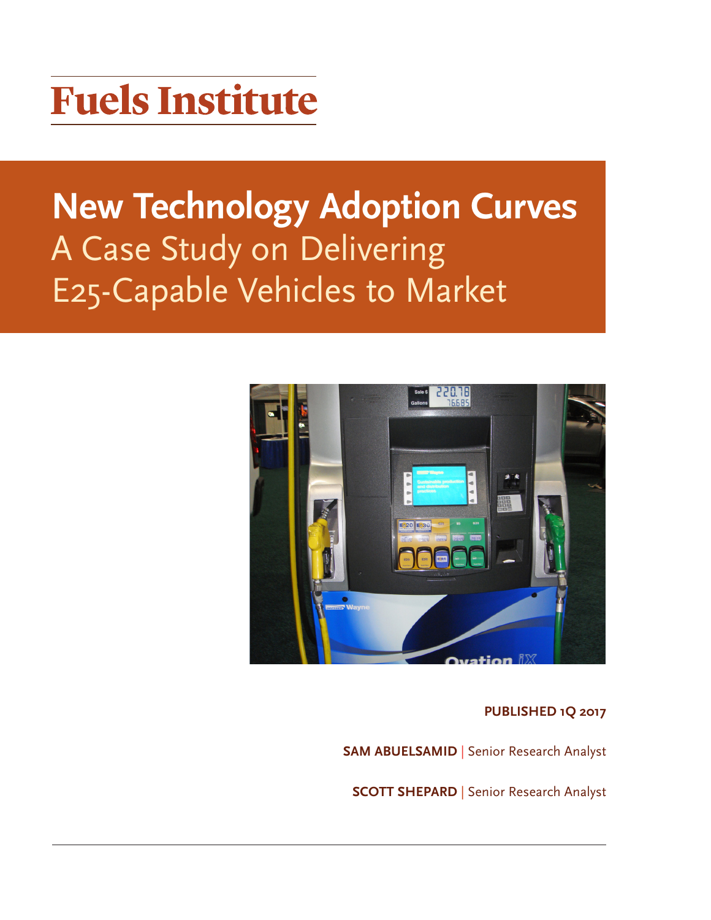# Fuels Institute

# New Technology Adoption Curves

## A Case Study on Delivering E25-Capable Vehicles to Market

**PUBLISHED 1Q 2017**

**SAM ABUELSAMID** | Senior Research Analyst

**SCOTT SHEPARD** | Senior Research Analyst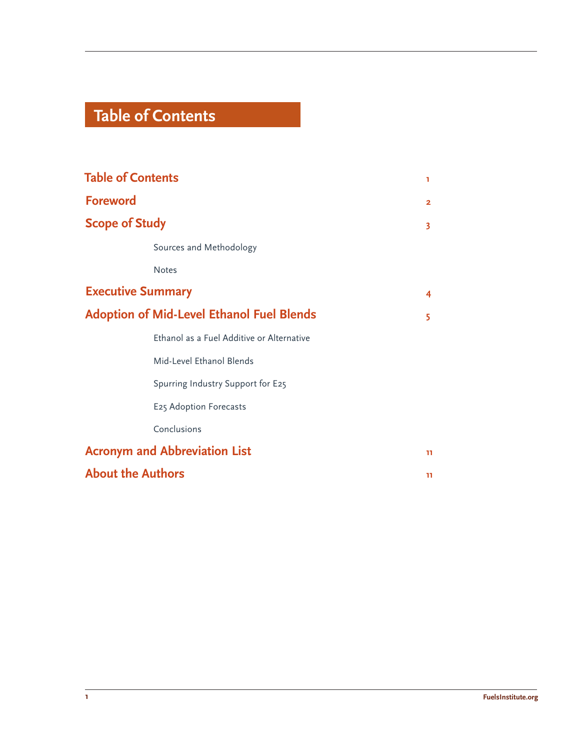# Table of Contents

| | |
|---|---|
| **Table of Contents** | 1 |
| **Foreword** | 2 |
| **Scope of Study** | 3 |
| Sources and Methodology | |
| Notes | |
| **Executive Summary** | 4 |
| **Adoption of Mid-Level Ethanol Fuel Blends** | 5 |
| Ethanol as a Fuel Additive or Alternative | |
| Mid-Level Ethanol Blends | |
| Spurring Industry Support for E25 | |
| E25 Adoption Forecasts | |
| Conclusions | |
| **Acronym and Abbreviation List** | 11 |
| **About the Authors** | 11 |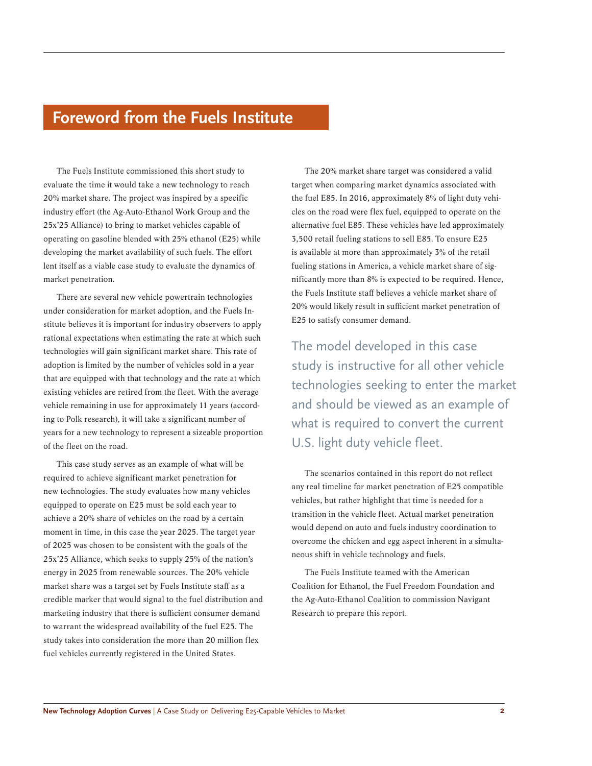# Foreword from the Fuels Institute

The Fuels Institute commissioned this short study to evaluate the time it would take a new technology to reach 20% market share. The project was inspired by a specific industry effort (the Ag-Auto-Ethanol Work Group and the 25x'25 Alliance) to bring to market vehicles capable of operating on gasoline blended with 25% ethanol (E25) while developing the market availability of such fuels. The effort lent itself as a viable case study to evaluate the dynamics of market penetration.

There are several new vehicle powertrain technologies under consideration for market adoption, and the Fuels Institute believes it is important for industry observers to apply rational expectations when estimating the rate at which such technologies will gain significant market share. This rate of adoption is limited by the number of vehicles sold in a year that are equipped with that technology and the rate at which existing vehicles are retired from the fleet. With the average vehicle remaining in use for approximately 11 years (according to Polk research), it will take a significant number of years for a new technology to represent a sizeable proportion of the fleet on the road.

This case study serves as an example of what will be required to achieve significant market penetration for new technologies. The study evaluates how many vehicles equipped to operate on E25 must be sold each year to achieve a 20% share of vehicles on the road by a certain moment in time, in this case the year 2025. The target year of 2025 was chosen to be consistent with the goals of the 25x'25 Alliance, which seeks to supply 25% of the nation's energy in 2025 from renewable sources. The 20% vehicle market share was a target set by Fuels Institute staff as a credible marker that would signal to the fuel distribution and marketing industry that there is sufficient consumer demand to warrant the widespread availability of the fuel E25. The study takes into consideration the more than 20 million flex fuel vehicles currently registered in the United States.

The 20% market share target was considered a valid target when comparing market dynamics associated with the fuel E85. In 2016, approximately 8% of light duty vehicles on the road were flex fuel, equipped to operate on the alternative fuel E85. These vehicles have led approximately 3,500 retail fueling stations to sell E85. To ensure E25 is available at more than approximately 3% of the retail fueling stations in America, a vehicle market share of significantly more than 8% is expected to be required. Hence, the Fuels Institute staff believes a vehicle market share of 20% would likely result in sufficient market penetration of E25 to satisfy consumer demand.

> The model developed in this case study is instructive for all other vehicle technologies seeking to enter the market and should be viewed as an example of what is required to convert the current U.S. light duty vehicle fleet.

The scenarios contained in this report do not reflect any real timeline for market penetration of E25 compatible vehicles, but rather highlight that time is needed for a transition in the vehicle fleet. Actual market penetration would depend on auto and fuels industry coordination to overcome the chicken and egg aspect inherent in a simultaneous shift in vehicle technology and fuels.

The Fuels Institute teamed with the American Coalition for Ethanol, the Fuel Freedom Foundation and the Ag-Auto-Ethanol Coalition to commission Navigant Research to prepare this report.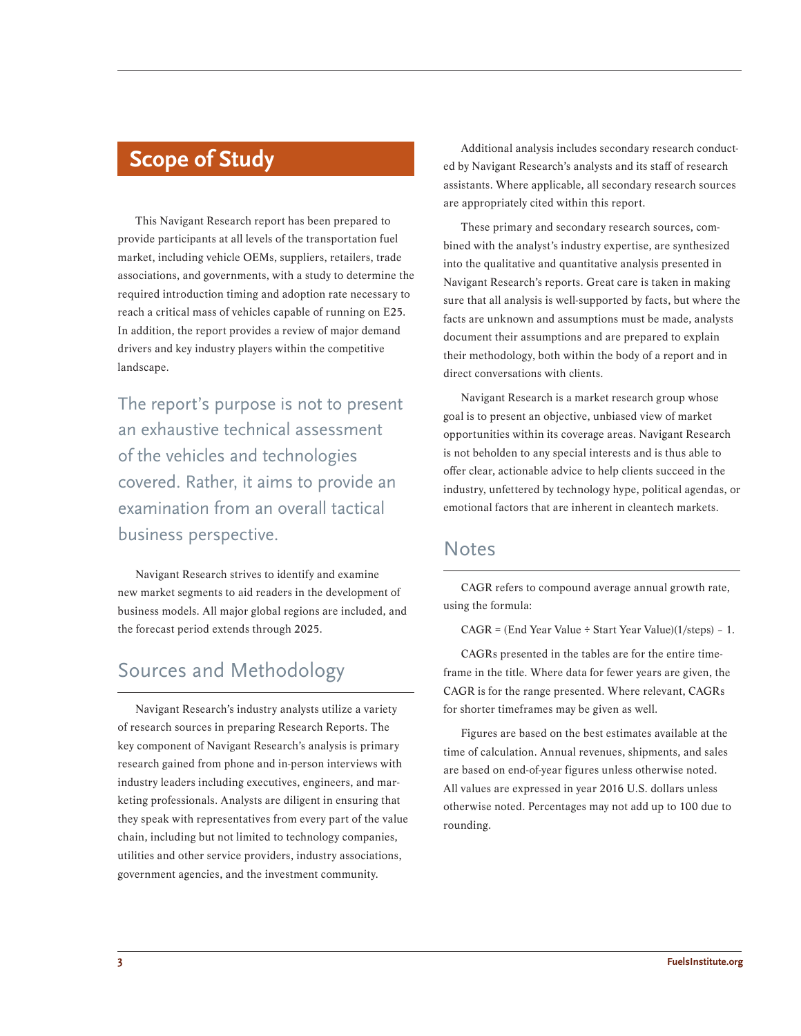## Scope of Study

This Navigant Research report has been prepared to provide participants at all levels of the transportation fuel market, including vehicle OEMs, suppliers, retailers, trade associations, and governments, with a study to determine the required introduction timing and adoption rate necessary to reach a critical mass of vehicles capable of running on E25. In addition, the report provides a review of major demand drivers and key industry players within the competitive landscape.

The report's purpose is not to present an exhaustive technical assessment of the vehicles and technologies covered. Rather, it aims to provide an examination from an overall tactical business perspective.

Navigant Research strives to identify and examine new market segments to aid readers in the development of business models. All major global regions are included, and the forecast period extends through 2025.

## Sources and Methodology

Navigant Research's industry analysts utilize a variety of research sources in preparing Research Reports. The key component of Navigant Research's analysis is primary research gained from phone and in-person interviews with industry leaders including executives, engineers, and marketing professionals. Analysts are diligent in ensuring that they speak with representatives from every part of the value chain, including but not limited to technology companies, utilities and other service providers, industry associations, government agencies, and the investment community.

Additional analysis includes secondary research conducted by Navigant Research's analysts and its staff of research assistants. Where applicable, all secondary research sources are appropriately cited within this report.

These primary and secondary research sources, combined with the analyst's industry expertise, are synthesized into the qualitative and quantitative analysis presented in Navigant Research's reports. Great care is taken in making sure that all analysis is well-supported by facts, but where the facts are unknown and assumptions must be made, analysts document their assumptions and are prepared to explain their methodology, both within the body of a report and in direct conversations with clients.

Navigant Research is a market research group whose goal is to present an objective, unbiased view of market opportunities within its coverage areas. Navigant Research is not beholden to any special interests and is thus able to offer clear, actionable advice to help clients succeed in the industry, unfettered by technology hype, political agendas, or emotional factors that are inherent in cleantech markets.

## Notes

CAGR refers to compound average annual growth rate, using the formula:

CAGR = (End Year Value ÷ Start Year Value)(1/steps) – 1.

CAGRs presented in the tables are for the entire timeframe in the title. Where data for fewer years are given, the CAGR is for the range presented. Where relevant, CAGRs for shorter timeframes may be given as well.

Figures are based on the best estimates available at the time of calculation. Annual revenues, shipments, and sales are based on end-of-year figures unless otherwise noted. All values are expressed in year 2016 U.S. dollars unless otherwise noted. Percentages may not add up to 100 due to rounding.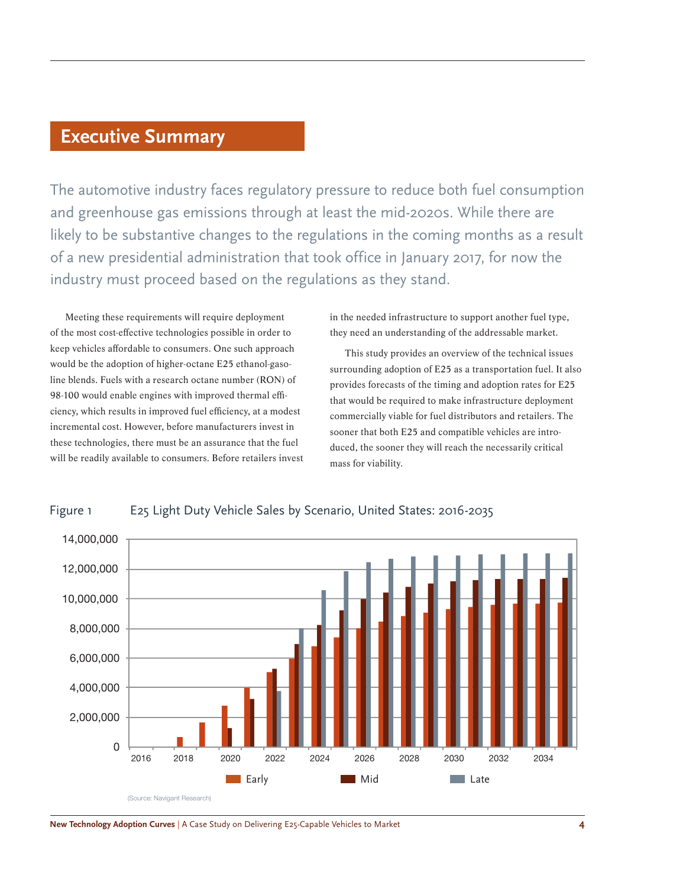# Executive Summary

The automotive industry faces regulatory pressure to reduce both fuel consumption and greenhouse gas emissions through at least the mid-2020s. While there are likely to be substantive changes to the regulations in the coming months as a result of a new presidential administration that took office in January 2017, for now the industry must proceed based on the regulations as they stand.

Meeting these requirements will require deployment of the most cost-effective technologies possible in order to keep vehicles affordable to consumers. One such approach would be the adoption of higher-octane E25 ethanol-gasoline blends. Fuels with a research octane number (RON) of 98-100 would enable engines with improved thermal efficiency, which results in improved fuel efficiency, at a modest incremental cost. However, before manufacturers invest in these technologies, there must be an assurance that the fuel will be readily available to consumers. Before retailers invest in the needed infrastructure to support another fuel type, they need an understanding of the addressable market.

This study provides an overview of the technical issues surrounding adoption of E25 as a transportation fuel. It also provides forecasts of the timing and adoption rates for E25 that would be required to make infrastructure deployment commercially viable for fuel distributors and retailers. The sooner that both E25 and compatible vehicles are introduced, the sooner they will reach the necessarily critical mass for viability.

Figure 1 E25 Light Duty Vehicle Sales by Scenario, United States: 2016-2035

(Source: Navigant Research)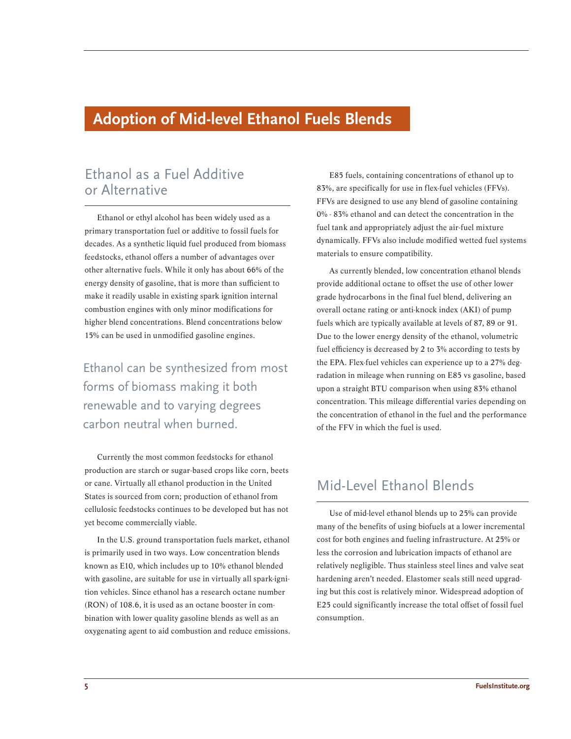# Adoption of Mid-level Ethanol Fuels Blends

## Ethanol as a Fuel Additive or Alternative

Ethanol or ethyl alcohol has been widely used as a primary transportation fuel or additive to fossil fuels for decades. As a synthetic liquid fuel produced from biomass feedstocks, ethanol offers a number of advantages over other alternative fuels. While it only has about 66% of the energy density of gasoline, that is more than sufficient to make it readily usable in existing spark ignition internal combustion engines with only minor modifications for higher blend concentrations. Blend concentrations below 15% can be used in unmodified gasoline engines.

> Ethanol can be synthesized from most forms of biomass making it both renewable and to varying degrees carbon neutral when burned.

Currently the most common feedstocks for ethanol production are starch or sugar-based crops like corn, beets or cane. Virtually all ethanol production in the United States is sourced from corn; production of ethanol from cellulosic feedstocks continues to be developed but has not yet become commercially viable.

In the U.S. ground transportation fuels market, ethanol is primarily used in two ways. Low concentration blends known as E10, which includes up to 10% ethanol blended with gasoline, are suitable for use in virtually all spark-ignition vehicles. Since ethanol has a research octane number (RON) of 108.6, it is used as an octane booster in combination with lower quality gasoline blends as well as an oxygenating agent to aid combustion and reduce emissions.

E85 fuels, containing concentrations of ethanol up to 83%, are specifically for use in flex-fuel vehicles (FFVs). FFVs are designed to use any blend of gasoline containing 0% - 83% ethanol and can detect the concentration in the fuel tank and appropriately adjust the air-fuel mixture dynamically. FFVs also include modified wetted fuel systems materials to ensure compatibility.

As currently blended, low concentration ethanol blends provide additional octane to offset the use of other lower grade hydrocarbons in the final fuel blend, delivering an overall octane rating or anti-knock index (AKI) of pump fuels which are typically available at levels of 87, 89 or 91. Due to the lower energy density of the ethanol, volumetric fuel efficiency is decreased by 2 to 3% according to tests by the EPA. Flex-fuel vehicles can experience up to a 27% degradation in mileage when running on E85 vs gasoline, based upon a straight BTU comparison when using 83% ethanol concentration. This mileage differential varies depending on the concentration of ethanol in the fuel and the performance of the FFV in which the fuel is used.

## Mid-Level Ethanol Blends

Use of mid-level ethanol blends up to 25% can provide many of the benefits of using biofuels at a lower incremental cost for both engines and fueling infrastructure. At 25% or less the corrosion and lubrication impacts of ethanol are relatively negligible. Thus stainless steel lines and valve seat hardening aren't needed. Elastomer seals still need upgrading but this cost is relatively minor. Widespread adoption of E25 could significantly increase the total offset of fossil fuel consumption.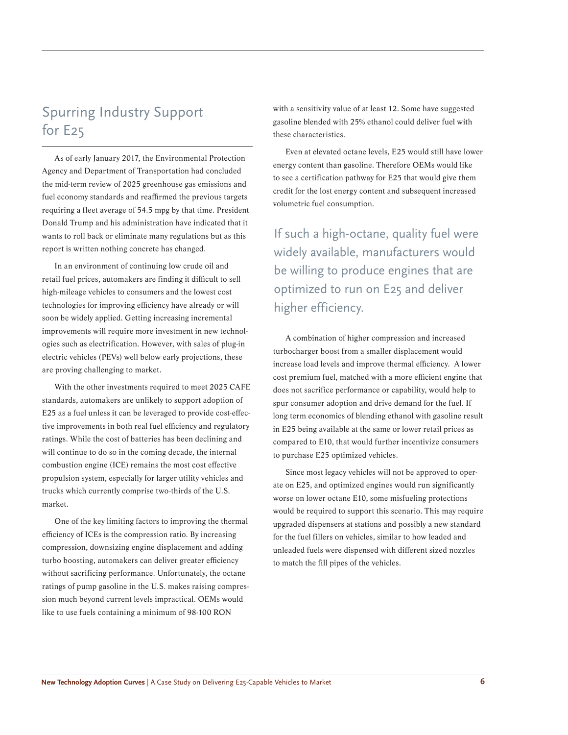## Spurring Industry Support for E25

As of early January 2017, the Environmental Protection Agency and Department of Transportation had concluded the mid-term review of 2025 greenhouse gas emissions and fuel economy standards and reaffirmed the previous targets requiring a fleet average of 54.5 mpg by that time. President Donald Trump and his administration have indicated that it wants to roll back or eliminate many regulations but as this report is written nothing concrete has changed.

In an environment of continuing low crude oil and retail fuel prices, automakers are finding it difficult to sell high-mileage vehicles to consumers and the lowest cost technologies for improving efficiency have already or will soon be widely applied. Getting increasing incremental improvements will require more investment in new technologies such as electrification. However, with sales of plug-in electric vehicles (PEVs) well below early projections, these are proving challenging to market.

With the other investments required to meet 2025 CAFE standards, automakers are unlikely to support adoption of E25 as a fuel unless it can be leveraged to provide cost-effective improvements in both real fuel efficiency and regulatory ratings. While the cost of batteries has been declining and will continue to do so in the coming decade, the internal combustion engine (ICE) remains the most cost effective propulsion system, especially for larger utility vehicles and trucks which currently comprise two-thirds of the U.S. market.

One of the key limiting factors to improving the thermal efficiency of ICEs is the compression ratio. By increasing compression, downsizing engine displacement and adding turbo boosting, automakers can deliver greater efficiency without sacrificing performance. Unfortunately, the octane ratings of pump gasoline in the U.S. makes raising compression much beyond current levels impractical. OEMs would like to use fuels containing a minimum of 98-100 RON with a sensitivity value of at least 12. Some have suggested gasoline blended with 25% ethanol could deliver fuel with these characteristics.

Even at elevated octane levels, E25 would still have lower energy content than gasoline. Therefore OEMs would like to see a certification pathway for E25 that would give them credit for the lost energy content and subsequent increased volumetric fuel consumption.

> If such a high-octane, quality fuel were widely available, manufacturers would be willing to produce engines that are optimized to run on E25 and deliver higher efficiency.

A combination of higher compression and increased turbocharger boost from a smaller displacement would increase load levels and improve thermal efficiency. A lower cost premium fuel, matched with a more efficient engine that does not sacrifice performance or capability, would help to spur consumer adoption and drive demand for the fuel. If long term economics of blending ethanol with gasoline result in E25 being available at the same or lower retail prices as compared to E10, that would further incentivize consumers to purchase E25 optimized vehicles.

Since most legacy vehicles will not be approved to operate on E25, and optimized engines would run significantly worse on lower octane E10, some misfueling protections would be required to support this scenario. This may require upgraded dispensers at stations and possibly a new standard for the fuel fillers on vehicles, similar to how leaded and unleaded fuels were dispensed with different sized nozzles to match the fill pipes of the vehicles.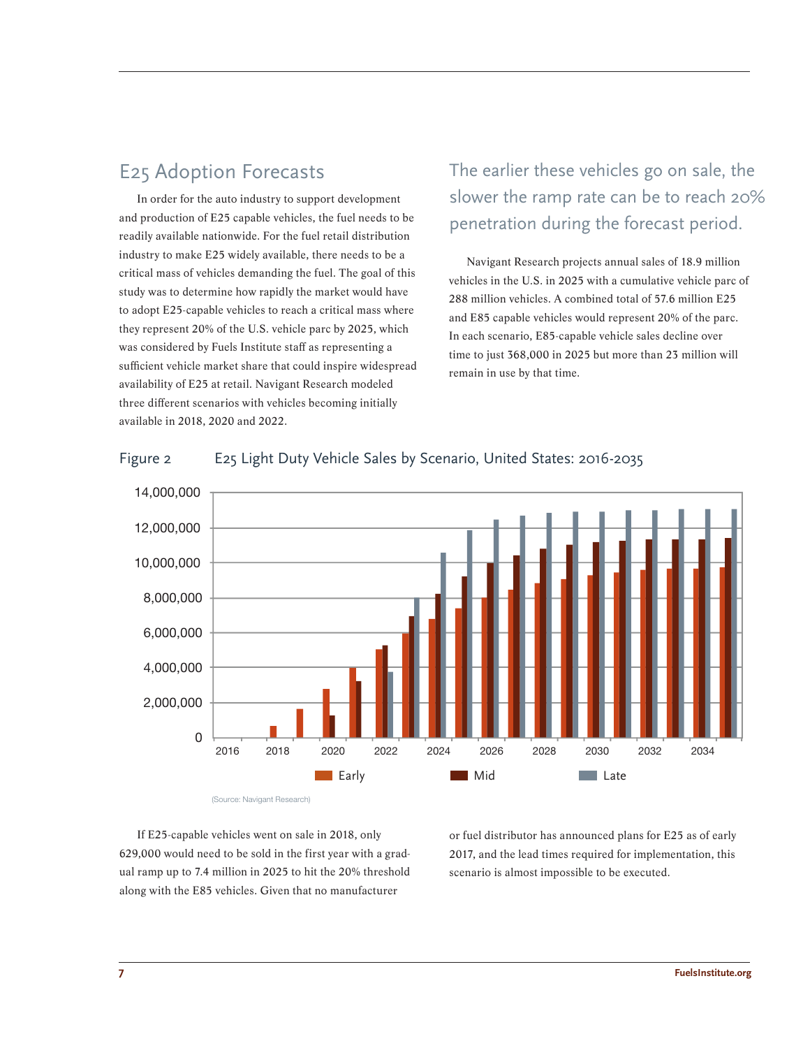## E25 Adoption Forecasts

In order for the auto industry to support development and production of E25 capable vehicles, the fuel needs to be readily available nationwide. For the fuel retail distribution industry to make E25 widely available, there needs to be a critical mass of vehicles demanding the fuel. The goal of this study was to determine how rapidly the market would have to adopt E25-capable vehicles to reach a critical mass where they represent 20% of the U.S. vehicle parc by 2025, which was considered by Fuels Institute staff as representing a sufficient vehicle market share that could inspire widespread availability of E25 at retail. Navigant Research modeled three different scenarios with vehicles becoming initially available in 2018, 2020 and 2022.

### The earlier these vehicles go on sale, the slower the ramp rate can be to reach 20% penetration during the forecast period.

Navigant Research projects annual sales of 18.9 million vehicles in the U.S. in 2025 with a cumulative vehicle parc of 288 million vehicles. A combined total of 57.6 million E25 and E85 capable vehicles would represent 20% of the parc. In each scenario, E85-capable vehicle sales decline over time to just 368,000 in 2025 but more than 23 million will remain in use by that time.

Figure 2 E25 Light Duty Vehicle Sales by Scenario, United States: 2016-2035

(Source: Navigant Research)

If E25-capable vehicles went on sale in 2018, only 629,000 would need to be sold in the first year with a gradual ramp up to 7.4 million in 2025 to hit the 20% threshold along with the E85 vehicles. Given that no manufacturer or fuel distributor has announced plans for E25 as of early 2017, and the lead times required for implementation, this scenario is almost impossible to be executed.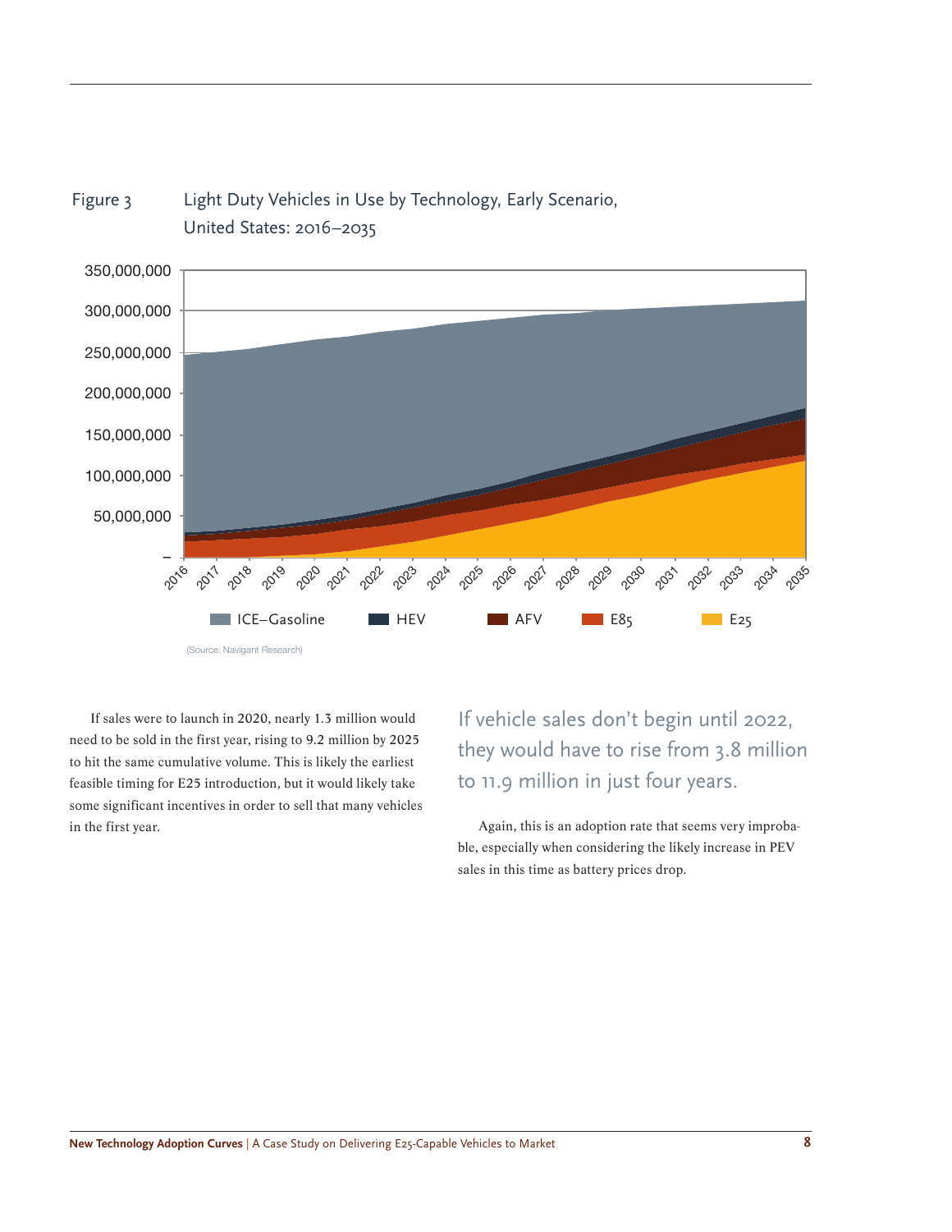Figure 3 Light Duty Vehicles in Use by Technology, Early Scenario, United States: 2016–2035

(Source: Navigant Research)

If sales were to launch in 2020, nearly 1.3 million would need to be sold in the first year, rising to 9.2 million by 2025 to hit the same cumulative volume. This is likely the earliest feasible timing for E25 introduction, but it would likely take some significant incentives in order to sell that many vehicles in the first year.

If vehicle sales don't begin until 2022, they would have to rise from 3.8 million to 11.9 million in just four years.

Again, this is an adoption rate that seems very improbable, especially when considering the likely increase in PEV sales in this time as battery prices drop.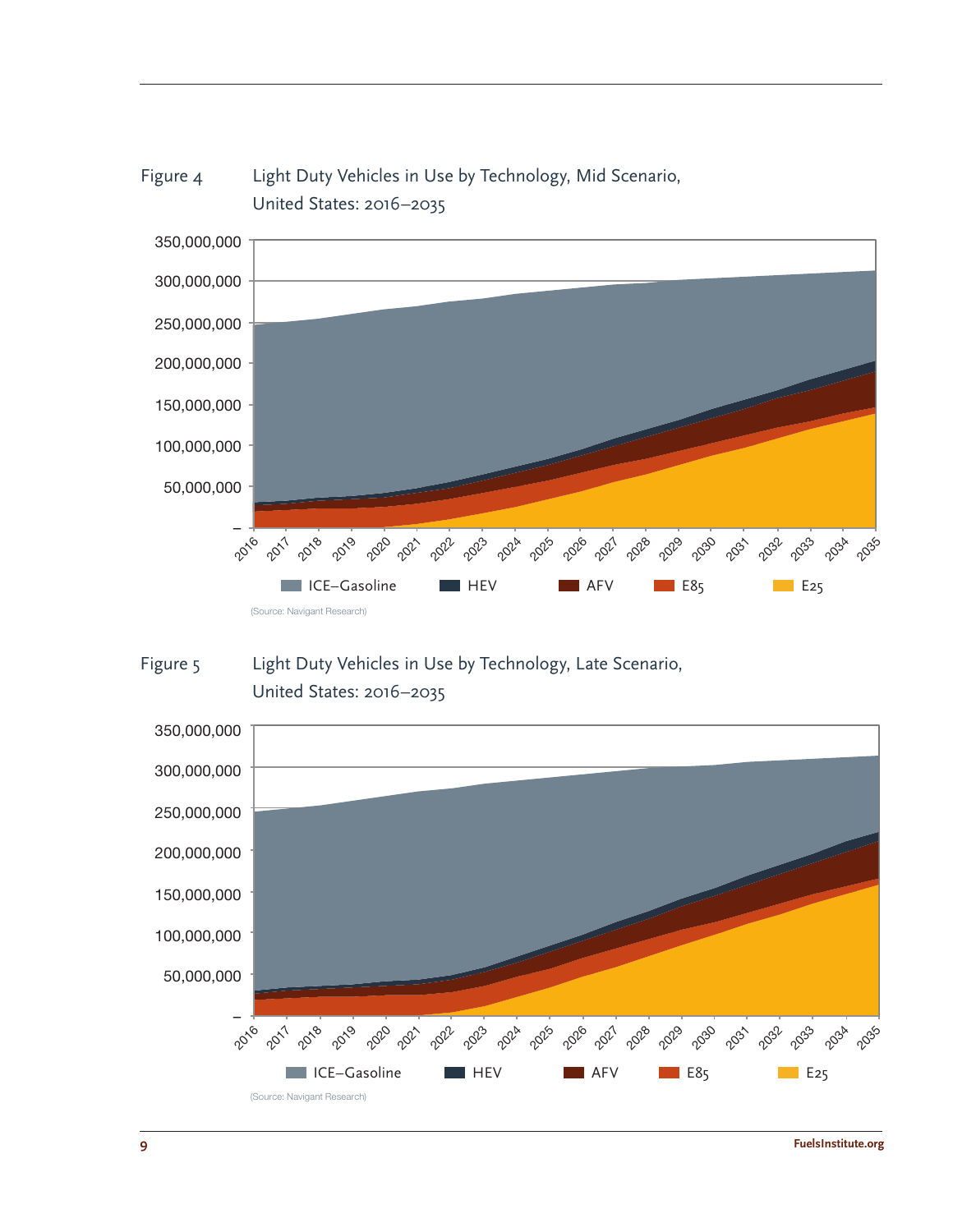Figure 4 Light Duty Vehicles in Use by Technology, Mid Scenario, United States: 2016–2035

(Source: Navigant Research)

Figure 5 Light Duty Vehicles in Use by Technology, Late Scenario, United States: 2016–2035

(Source: Navigant Research)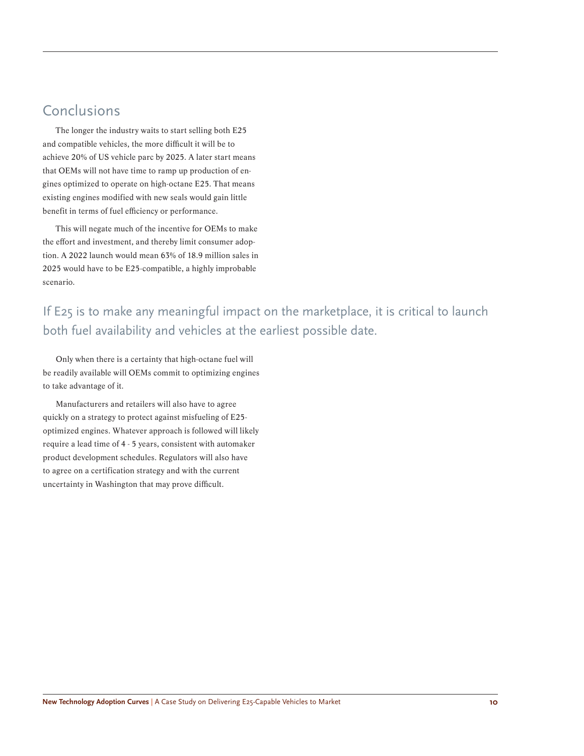## Conclusions

The longer the industry waits to start selling both E25 and compatible vehicles, the more difficult it will be to achieve 20% of US vehicle parc by 2025. A later start means that OEMs will not have time to ramp up production of engines optimized to operate on high-octane E25. That means existing engines modified with new seals would gain little benefit in terms of fuel efficiency or performance.

This will negate much of the incentive for OEMs to make the effort and investment, and thereby limit consumer adoption. A 2022 launch would mean 63% of 18.9 million sales in 2025 would have to be E25-compatible, a highly improbable scenario.

If E25 is to make any meaningful impact on the marketplace, it is critical to launch both fuel availability and vehicles at the earliest possible date.

Only when there is a certainty that high-octane fuel will be readily available will OEMs commit to optimizing engines to take advantage of it.

Manufacturers and retailers will also have to agree quickly on a strategy to protect against misfueling of E25-optimized engines. Whatever approach is followed will likely require a lead time of 4 - 5 years, consistent with automaker product development schedules. Regulators will also have to agree on a certification strategy and with the current uncertainty in Washington that may prove difficult.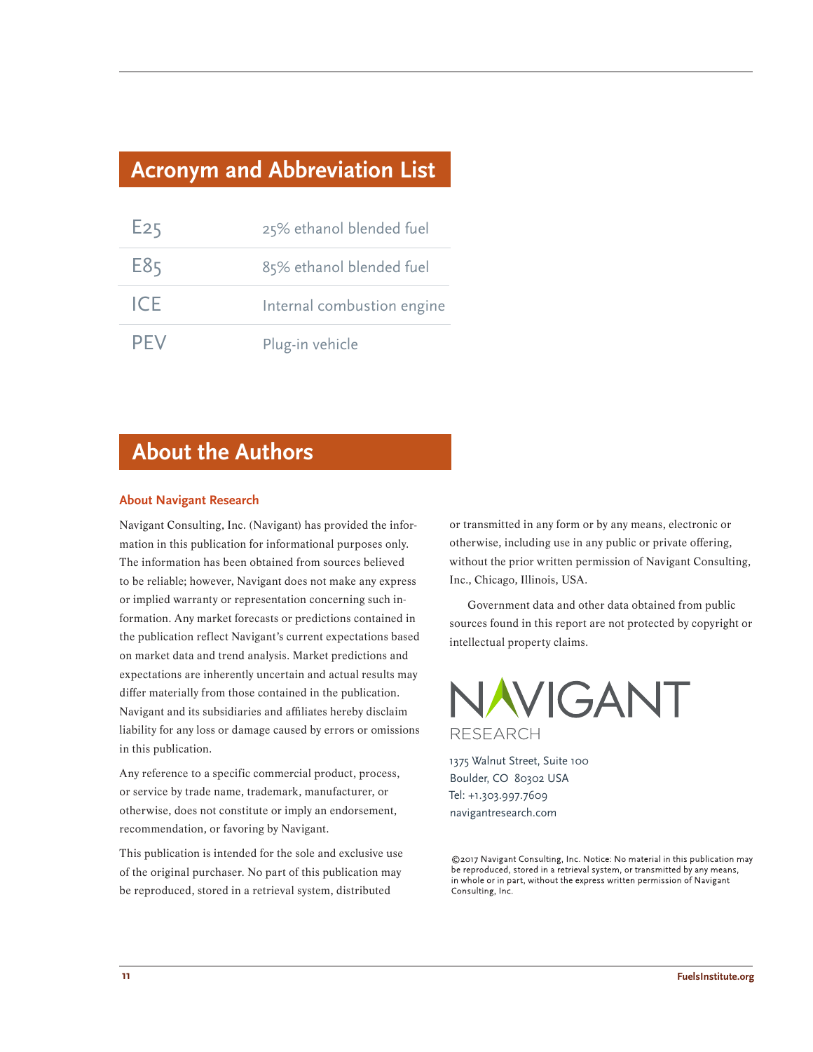## Acronym and Abbreviation List

| | |
|---|---|
| E25 | 25% ethanol blended fuel |
| E85 | 85% ethanol blended fuel |
| ICE | Internal combustion engine |
| PEV | Plug-in vehicle |

## About the Authors

### About Navigant Research

Navigant Consulting, Inc. (Navigant) has provided the information in this publication for informational purposes only. The information has been obtained from sources believed to be reliable; however, Navigant does not make any express or implied warranty or representation concerning such information. Any market forecasts or predictions contained in the publication reflect Navigant's current expectations based on market data and trend analysis. Market predictions and expectations are inherently uncertain and actual results may differ materially from those contained in the publication. Navigant and its subsidiaries and affiliates hereby disclaim liability for any loss or damage caused by errors or omissions in this publication.

Any reference to a specific commercial product, process, or service by trade name, trademark, manufacturer, or otherwise, does not constitute or imply an endorsement, recommendation, or favoring by Navigant.

This publication is intended for the sole and exclusive use of the original purchaser. No part of this publication may be reproduced, stored in a retrieval system, distributed or transmitted in any form or by any means, electronic or otherwise, including use in any public or private offering, without the prior written permission of Navigant Consulting, Inc., Chicago, Illinois, USA.

Government data and other data obtained from public sources found in this report are not protected by copyright or intellectual property claims.

NAVIGANT RESEARCH

1375 Walnut Street, Suite 100
Boulder, CO 80302 USA
Tel: +1.303.997.7609
navigantresearch.com

©2017 Navigant Consulting, Inc. Notice: No material in this publication may be reproduced, stored in a retrieval system, or transmitted by any means, in whole or in part, without the express written permission of Navigant Consulting, Inc.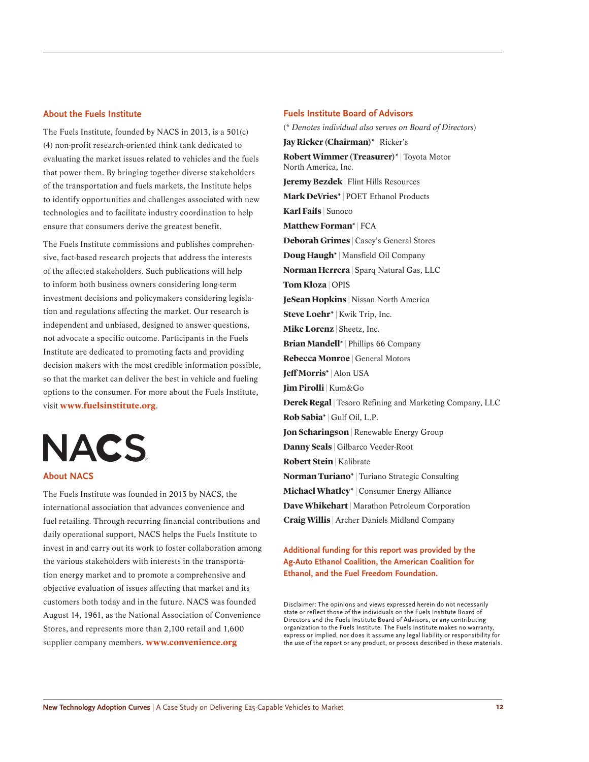## About the Fuels Institute

The Fuels Institute, founded by NACS in 2013, is a 501(c)(4) non-profit research-oriented think tank dedicated to evaluating the market issues related to vehicles and the fuels that power them. By bringing together diverse stakeholders of the transportation and fuels markets, the Institute helps to identify opportunities and challenges associated with new technologies and to facilitate industry coordination to help ensure that consumers derive the greatest benefit.

The Fuels Institute commissions and publishes comprehensive, fact-based research projects that address the interests of the affected stakeholders. Such publications will help to inform both business owners considering long-term investment decisions and policymakers considering legislation and regulations affecting the market. Our research is independent and unbiased, designed to answer questions, not advocate a specific outcome. Participants in the Fuels Institute are dedicated to promoting facts and providing decision makers with the most credible information possible, so that the market can deliver the best in vehicle and fueling options to the consumer. For more about the Fuels Institute, visit **www.fuelsinstitute.org**.

NACS

## About NACS

The Fuels Institute was founded in 2013 by NACS, the international association that advances convenience and fuel retailing. Through recurring financial contributions and daily operational support, NACS helps the Fuels Institute to invest in and carry out its work to foster collaboration among the various stakeholders with interests in the transportation energy market and to promote a comprehensive and objective evaluation of issues affecting that market and its customers both today and in the future. NACS was founded August 14, 1961, as the National Association of Convenience Stores, and represents more than 2,100 retail and 1,600 supplier company members. **www.convenience.org**

## Fuels Institute Board of Advisors

(*\* Denotes individual also serves on Board of Directors*)

**Jay Ricker (Chairman)*** | Ricker's
**Robert Wimmer (Treasurer)*** | Toyota Motor North America, Inc.
**Jeremy Bezdek** | Flint Hills Resources
**Mark DeVries*** | POET Ethanol Products
**Karl Fails** | Sunoco
**Matthew Forman*** | FCA
**Deborah Grimes** | Casey's General Stores
**Doug Haugh*** | Mansfield Oil Company
**Norman Herrera** | Sparq Natural Gas, LLC
**Tom Kloza** | OPIS
**JeSean Hopkins** | Nissan North America
**Steve Loehr*** | Kwik Trip, Inc.
**Mike Lorenz** | Sheetz, Inc.
**Brian Mandell*** | Phillips 66 Company
**Rebecca Monroe** | General Motors
**Jeff Morris*** | Alon USA
**Jim Pirolli** | Kum&Go
**Derek Regal** | Tesoro Refining and Marketing Company, LLC
**Rob Sabia*** | Gulf Oil, L.P.
**Jon Scharingson** | Renewable Energy Group
**Danny Seals** | Gilbarco Veeder-Root
**Robert Stein** | Kalibrate
**Norman Turiano*** | Turiano Strategic Consulting
**Michael Whatley*** | Consumer Energy Alliance
**Dave Whikehart** | Marathon Petroleum Corporation
**Craig Willis** | Archer Daniels Midland Company

**Additional funding for this report was provided by the Ag-Auto Ethanol Coalition, the American Coalition for Ethanol, and the Fuel Freedom Foundation.**

Disclaimer: The opinions and views expressed herein do not necessarily state or reflect those of the individuals on the Fuels Institute Board of Directors and the Fuels Institute Board of Advisors, or any contributing organization to the Fuels Institute. The Fuels Institute makes no warranty, express or implied, nor does it assume any legal liability or responsibility for the use of the report or any product, or process described in these materials.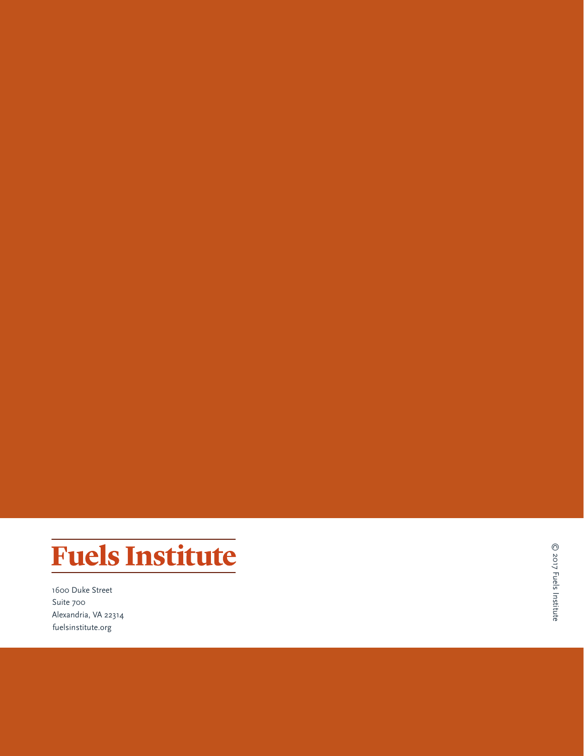**Fuels Institute**

1600 Duke Street
Suite 700
Alexandria, VA 22314
fuelsinstitute.org

© 2017 Fuels Institute